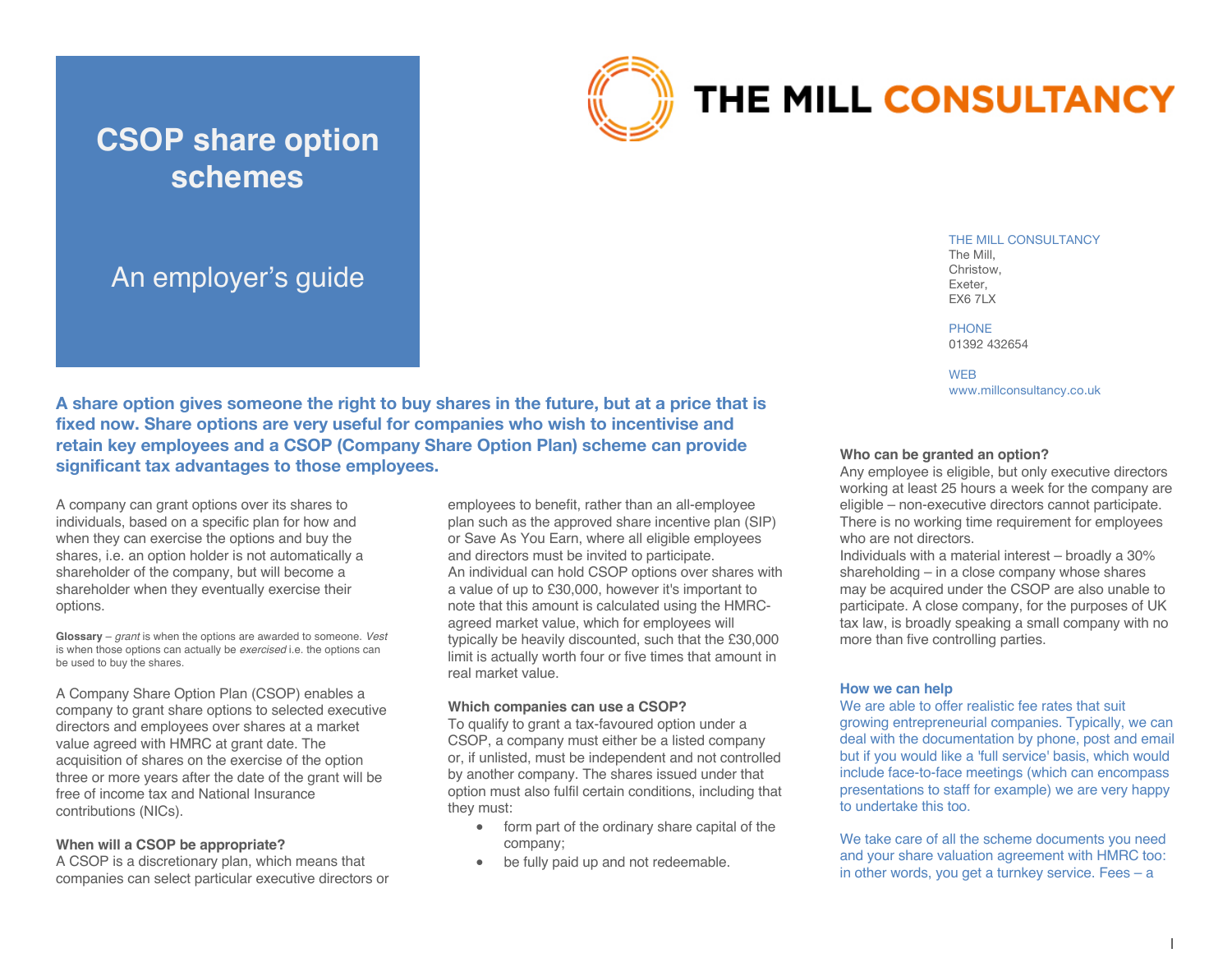# CSOP share option schemes

## An employer's guide

THE MILL CONSULTANCY

THE MILL CONSULTANCY
The Mill,
Christow,
Exeter,
EX6 7LX

PHONE
01392 432654

WEB
www.millconsultancy.co.uk

**A share option gives someone the right to buy shares in the future, but at a price that is fixed now. Share options are very useful for companies who wish to incentivise and retain key employees and a CSOP (Company Share Option Plan) scheme can provide significant tax advantages to those employees.**

A company can grant options over its shares to individuals, based on a specific plan for how and when they can exercise the options and buy the shares, i.e. an option holder is not automatically a shareholder of the company, but will become a shareholder when they eventually exercise their options.

**Glossary** – *grant* is when the options are awarded to someone. *Vest* is when those options can actually be *exercised* i.e. the options can be used to buy the shares.

A Company Share Option Plan (CSOP) enables a company to grant share options to selected executive directors and employees over shares at a market value agreed with HMRC at grant date. The acquisition of shares on the exercise of the option three or more years after the date of the grant will be free of income tax and National Insurance contributions (NICs).

**When will a CSOP be appropriate?**
A CSOP is a discretionary plan, which means that companies can select particular executive directors or employees to benefit, rather than an all-employee plan such as the approved share incentive plan (SIP) or Save As You Earn, where all eligible employees and directors must be invited to participate.
An individual can hold CSOP options over shares with a value of up to £30,000, however it's important to note that this amount is calculated using the HMRC-agreed market value, which for employees will typically be heavily discounted, such that the £30,000 limit is actually worth four or five times that amount in real market value.

**Which companies can use a CSOP?**
To qualify to grant a tax-favoured option under a CSOP, a company must either be a listed company or, if unlisted, must be independent and not controlled by another company. The shares issued under that option must also fulfil certain conditions, including that they must:

- form part of the ordinary share capital of the company;
- be fully paid up and not redeemable.

**Who can be granted an option?**
Any employee is eligible, but only executive directors working at least 25 hours a week for the company are eligible – non-executive directors cannot participate. There is no working time requirement for employees who are not directors.
Individuals with a material interest – broadly a 30% shareholding – in a close company whose shares may be acquired under the CSOP are also unable to participate. A close company, for the purposes of UK tax law, is broadly speaking a small company with no more than five controlling parties.

**How we can help**
We are able to offer realistic fee rates that suit growing entrepreneurial companies. Typically, we can deal with the documentation by phone, post and email but if you would like a 'full service' basis, which would include face-to-face meetings (which can encompass presentations to staff for example) we are very happy to undertake this too.

We take care of all the scheme documents you need and your share valuation agreement with HMRC too: in other words, you get a turnkey service. Fees – a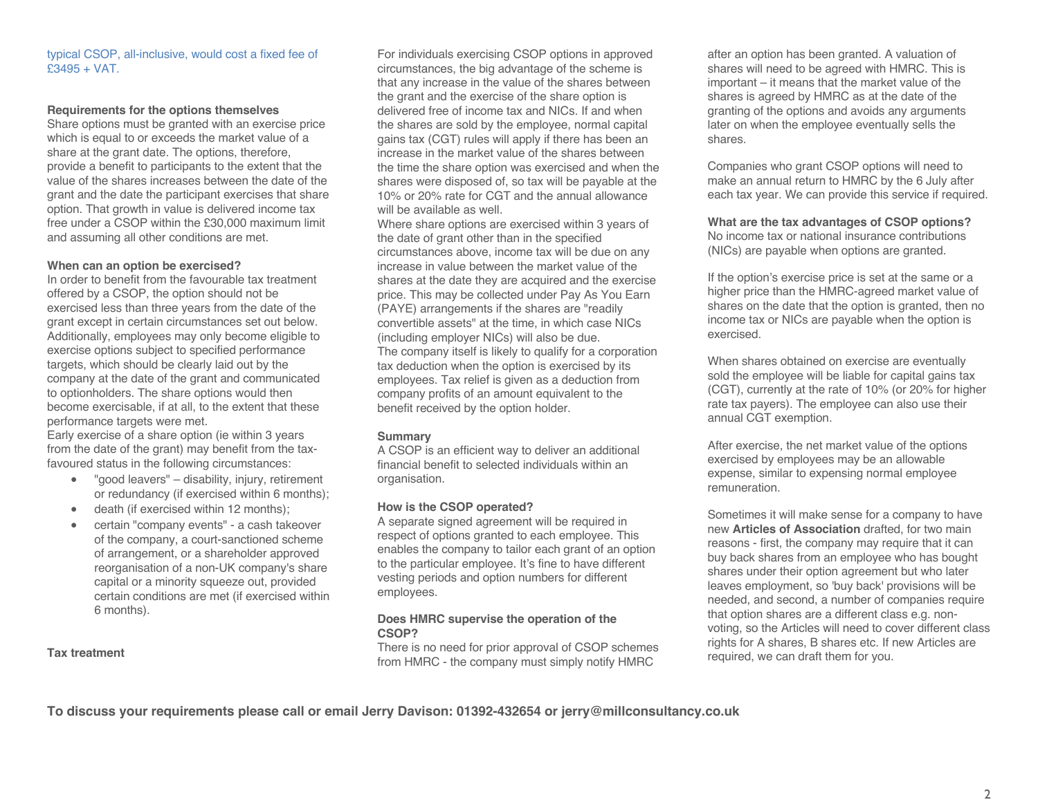typical CSOP, all-inclusive, would cost a fixed fee of £3495 + VAT.

**Requirements for the options themselves**

Share options must be granted with an exercise price which is equal to or exceeds the market value of a share at the grant date. The options, therefore, provide a benefit to participants to the extent that the value of the shares increases between the date of the grant and the date the participant exercises that share option. That growth in value is delivered income tax free under a CSOP within the £30,000 maximum limit and assuming all other conditions are met.

**When can an option be exercised?**

In order to benefit from the favourable tax treatment offered by a CSOP, the option should not be exercised less than three years from the date of the grant except in certain circumstances set out below. Additionally, employees may only become eligible to exercise options subject to specified performance targets, which should be clearly laid out by the company at the date of the grant and communicated to optionholders. The share options would then become exercisable, if at all, to the extent that these performance targets were met.

Early exercise of a share option (ie within 3 years from the date of the grant) may benefit from the tax-favoured status in the following circumstances:

- "good leavers" – disability, injury, retirement or redundancy (if exercised within 6 months);
- death (if exercised within 12 months);
- certain "company events" - a cash takeover of the company, a court-sanctioned scheme of arrangement, or a shareholder approved reorganisation of a non-UK company's share capital or a minority squeeze out, provided certain conditions are met (if exercised within 6 months).

**Tax treatment**

For individuals exercising CSOP options in approved circumstances, the big advantage of the scheme is that any increase in the value of the shares between the grant and the exercise of the share option is delivered free of income tax and NICs. If and when the shares are sold by the employee, normal capital gains tax (CGT) rules will apply if there has been an increase in the market value of the shares between the time the share option was exercised and when the shares were disposed of, so tax will be payable at the 10% or 20% rate for CGT and the annual allowance will be available as well.

Where share options are exercised within 3 years of the date of grant other than in the specified circumstances above, income tax will be due on any increase in value between the market value of the shares at the date they are acquired and the exercise price. This may be collected under Pay As You Earn (PAYE) arrangements if the shares are "readily convertible assets" at the time, in which case NICs (including employer NICs) will also be due.

The company itself is likely to qualify for a corporation tax deduction when the option is exercised by its employees. Tax relief is given as a deduction from company profits of an amount equivalent to the benefit received by the option holder.

**Summary**

A CSOP is an efficient way to deliver an additional financial benefit to selected individuals within an organisation.

**How is the CSOP operated?**

A separate signed agreement will be required in respect of options granted to each employee. This enables the company to tailor each grant of an option to the particular employee. It's fine to have different vesting periods and option numbers for different employees.

**Does HMRC supervise the operation of the CSOP?**

There is no need for prior approval of CSOP schemes from HMRC - the company must simply notify HMRC after an option has been granted. A valuation of shares will need to be agreed with HMRC. This is important – it means that the market value of the shares is agreed by HMRC as at the date of the granting of the options and avoids any arguments later on when the employee eventually sells the shares.

Companies who grant CSOP options will need to make an annual return to HMRC by the 6 July after each tax year. We can provide this service if required.

**What are the tax advantages of CSOP options?**

No income tax or national insurance contributions (NICs) are payable when options are granted.

If the option's exercise price is set at the same or a higher price than the HMRC-agreed market value of shares on the date that the option is granted, then no income tax or NICs are payable when the option is exercised.

When shares obtained on exercise are eventually sold the employee will be liable for capital gains tax (CGT), currently at the rate of 10% (or 20% for higher rate tax payers). The employee can also use their annual CGT exemption.

After exercise, the net market value of the options exercised by employees may be an allowable expense, similar to expensing normal employee remuneration.

Sometimes it will make sense for a company to have new **Articles of Association** drafted, for two main reasons - first, the company may require that it can buy back shares from an employee who has bought shares under their option agreement but who later leaves employment, so 'buy back' provisions will be needed, and second, a number of companies require that option shares are a different class e.g. non-voting, so the Articles will need to cover different class rights for A shares, B shares etc. If new Articles are required, we can draft them for you.

**To discuss your requirements please call or email Jerry Davison: 01392-432654 or jerry@millconsultancy.co.uk**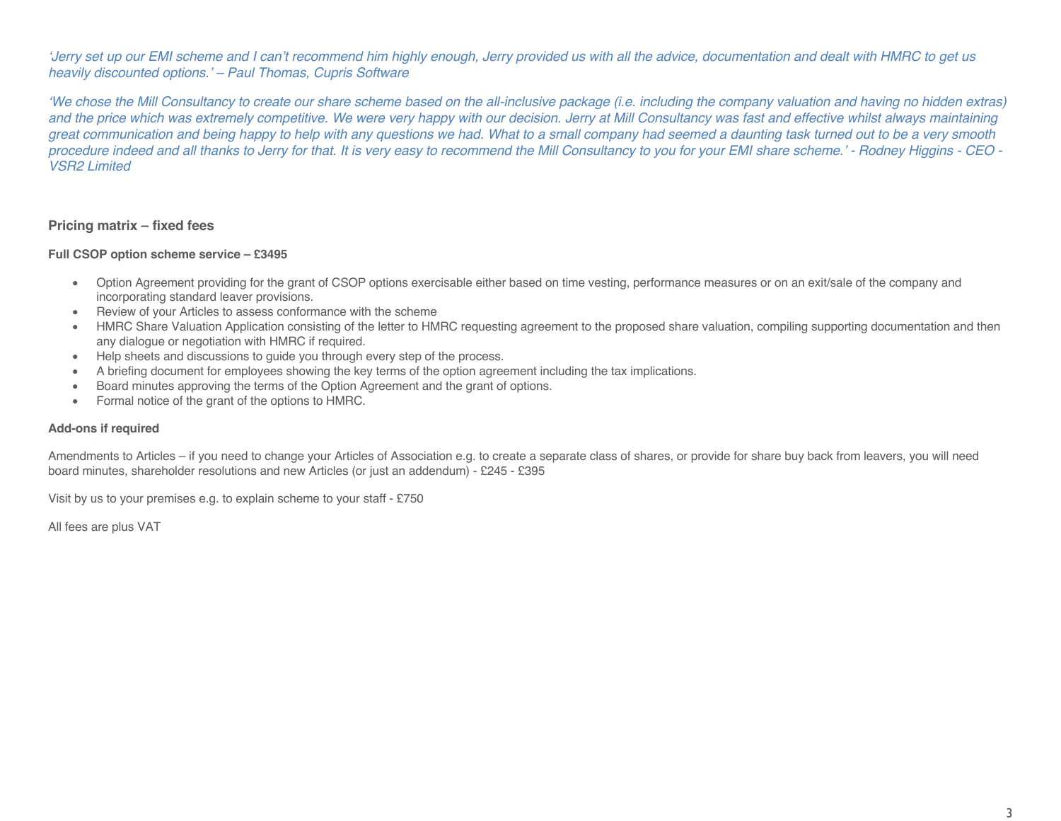*‘Jerry set up our EMI scheme and I can’t recommend him highly enough, Jerry provided us with all the advice, documentation and dealt with HMRC to get us heavily discounted options.’ – Paul Thomas, Cupris Software*

*‘We chose the Mill Consultancy to create our share scheme based on the all-inclusive package (i.e. including the company valuation and having no hidden extras) and the price which was extremely competitive. We were very happy with our decision. Jerry at Mill Consultancy was fast and effective whilst always maintaining great communication and being happy to help with any questions we had. What to a small company had seemed a daunting task turned out to be a very smooth procedure indeed and all thanks to Jerry for that. It is very easy to recommend the Mill Consultancy to you for your EMI share scheme.’ - Rodney Higgins - CEO - VSR2 Limited*

### Pricing matrix – fixed fees

**Full CSOP option scheme service – £3495**

- Option Agreement providing for the grant of CSOP options exercisable either based on time vesting, performance measures or on an exit/sale of the company and incorporating standard leaver provisions.
- Review of your Articles to assess conformance with the scheme
- HMRC Share Valuation Application consisting of the letter to HMRC requesting agreement to the proposed share valuation, compiling supporting documentation and then any dialogue or negotiation with HMRC if required.
- Help sheets and discussions to guide you through every step of the process.
- A briefing document for employees showing the key terms of the option agreement including the tax implications.
- Board minutes approving the terms of the Option Agreement and the grant of options.
- Formal notice of the grant of the options to HMRC.

**Add-ons if required**

Amendments to Articles – if you need to change your Articles of Association e.g. to create a separate class of shares, or provide for share buy back from leavers, you will need board minutes, shareholder resolutions and new Articles (or just an addendum) - £245 - £395

Visit by us to your premises e.g. to explain scheme to your staff - £750

All fees are plus VAT